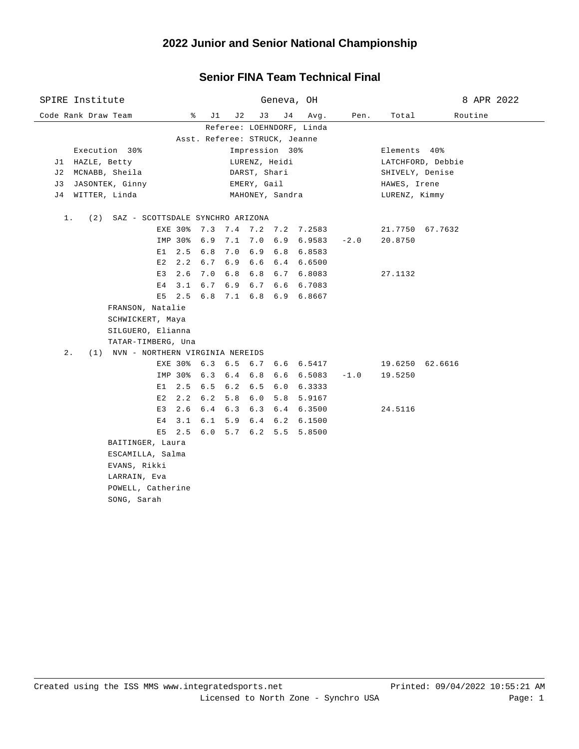# 2022 Junior and Senior National Championship

## Senior FINA Team Technical Final

SPIRE Institute — Geneva, OH — 8 APR 2022

Referee: LOEHNDORF, Linda
Asst. Referee: STRUCK, Jeanne

| | Execution 30% | Impression 30% | Elements 40% |
|---|---|---|---|
| J1 | HAZLE, Betty | LURENZ, Heidi | LATCHFORD, Debbie |
| J2 | MCNABB, Sheila | DARST, Shari | SHIVELY, Denise |
| J3 | JASONTEK, Ginny | EMERY, Gail | HAWES, Irene |
| J4 | WITTER, Linda | MAHONEY, Sandra | LURENZ, Kimmy |

| Code | Rank | Draw | Team | % | J1 | J2 | J3 | J4 | Avg. | Pen. | Total | Routine |
|---|---|---|---|---|---|---|---|---|---|---|---|---|
| | 1. | (2) | SAZ - SCOTTSDALE SYNCHRO ARIZONA | | | | | | | | | |
| | | | | EXE 30% | 7.3 | 7.4 | 7.2 | 7.2 | 7.2583 | | 21.7750 | 67.7632 |
| | | | | IMP 30% | 6.9 | 7.1 | 7.0 | 6.9 | 6.9583 | -2.0 | 20.8750 | |
| | | | | E1 2.5 | 6.8 | 7.0 | 6.9 | 6.8 | 6.8583 | | | |
| | | | | E2 2.2 | 6.7 | 6.9 | 6.6 | 6.4 | 6.6500 | | | |
| | | | | E3 2.6 | 7.0 | 6.8 | 6.8 | 6.7 | 6.8083 | | 27.1132 | |
| | | | | E4 3.1 | 6.7 | 6.9 | 6.7 | 6.6 | 6.7083 | | | |
| | | | | E5 2.5 | 6.8 | 7.1 | 6.8 | 6.9 | 6.8667 | | | |
| | | | FRANSON, Natalie | | | | | | | | | |
| | | | SCHWICKERT, Maya | | | | | | | | | |
| | | | SILGUERO, Elianna | | | | | | | | | |
| | | | TATAR-TIMBERG, Una | | | | | | | | | |
| | 2. | (1) | NVN - NORTHERN VIRGINIA NEREIDS | | | | | | | | | |
| | | | | EXE 30% | 6.3 | 6.5 | 6.7 | 6.6 | 6.5417 | | 19.6250 | 62.6616 |
| | | | | IMP 30% | 6.3 | 6.4 | 6.8 | 6.6 | 6.5083 | -1.0 | 19.5250 | |
| | | | | E1 2.5 | 6.5 | 6.2 | 6.5 | 6.0 | 6.3333 | | | |
| | | | | E2 2.2 | 6.2 | 5.8 | 6.0 | 5.8 | 5.9167 | | | |
| | | | | E3 2.6 | 6.4 | 6.3 | 6.3 | 6.4 | 6.3500 | | 24.5116 | |
| | | | | E4 3.1 | 6.1 | 5.9 | 6.4 | 6.2 | 6.1500 | | | |
| | | | | E5 2.5 | 6.0 | 5.7 | 6.2 | 5.5 | 5.8500 | | | |
| | | | BAITINGER, Laura | | | | | | | | | |
| | | | ESCAMILLA, Salma | | | | | | | | | |
| | | | EVANS, Rikki | | | | | | | | | |
| | | | LARRAIN, Eva | | | | | | | | | |
| | | | POWELL, Catherine | | | | | | | | | |
| | | | SONG, Sarah | | | | | | | | | |

Created using the ISS MMS www.integratedsports.net — Printed: 09/04/2022 10:55:21 AM
Licensed to North Zone - Synchro USA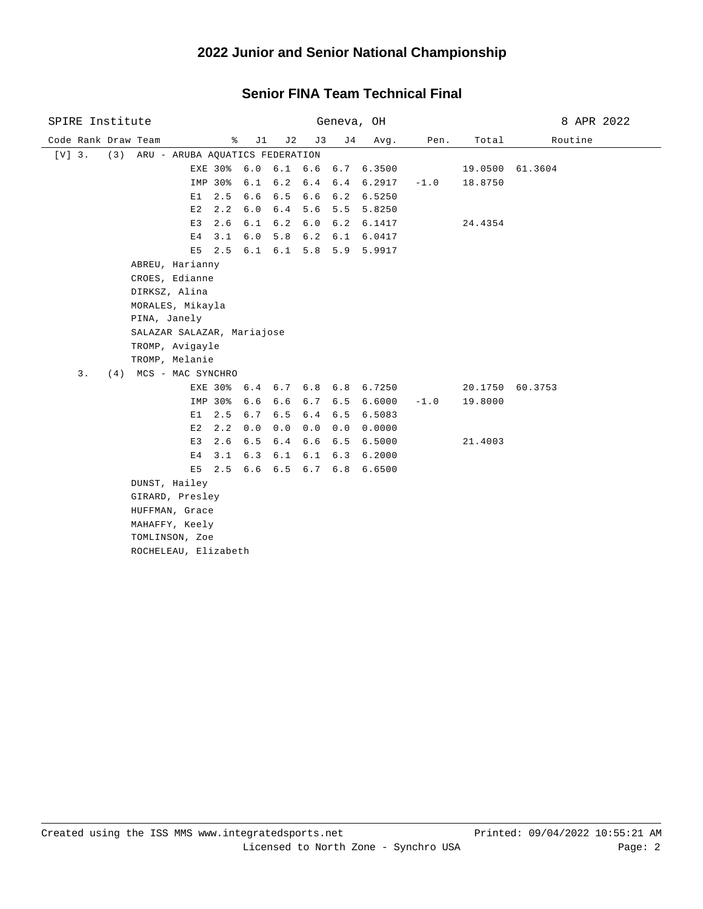# 2022 Junior and Senior National Championship

## Senior FINA Team Technical Final

SPIRE Institute — Geneva, OH — 8 APR 2022

| Code | Rank | Draw | Team | | % | J1 | J2 | J3 | J4 | Avg. | Pen. | Total | Routine |
|---|---|---|---|---|---|---|---|---|---|---|---|---|---|
| [V] | 3. | (3) | ARU - ARUBA AQUATICS FEDERATION | | | | | | | | | | |
| | | | | EXE | 30% | 6.0 | 6.1 | 6.6 | 6.7 | 6.3500 | | 19.0500 | 61.3604 |
| | | | | IMP | 30% | 6.1 | 6.2 | 6.4 | 6.4 | 6.2917 | -1.0 | 18.8750 | |
| | | | | E1 | 2.5 | 6.6 | 6.5 | 6.6 | 6.2 | 6.5250 | | | |
| | | | | E2 | 2.2 | 6.0 | 6.4 | 5.6 | 5.5 | 5.8250 | | | |
| | | | | E3 | 2.6 | 6.1 | 6.2 | 6.0 | 6.2 | 6.1417 | | 24.4354 | |
| | | | | E4 | 3.1 | 6.0 | 5.8 | 6.2 | 6.1 | 6.0417 | | | |
| | | | | E5 | 2.5 | 6.1 | 6.1 | 5.8 | 5.9 | 5.9917 | | | |
| | | | ABREU, Harianny | | | | | | | | | | |
| | | | CROES, Edianne | | | | | | | | | | |
| | | | DIRKSZ, Alina | | | | | | | | | | |
| | | | MORALES, Mikayla | | | | | | | | | | |
| | | | PINA, Janely | | | | | | | | | | |
| | | | SALAZAR SALAZAR, Mariajose | | | | | | | | | | |
| | | | TROMP, Avigayle | | | | | | | | | | |
| | | | TROMP, Melanie | | | | | | | | | | |
| | 3. | (4) | MCS - MAC SYNCHRO | | | | | | | | | | |
| | | | | EXE | 30% | 6.4 | 6.7 | 6.8 | 6.8 | 6.7250 | | 20.1750 | 60.3753 |
| | | | | IMP | 30% | 6.6 | 6.6 | 6.7 | 6.5 | 6.6000 | -1.0 | 19.8000 | |
| | | | | E1 | 2.5 | 6.7 | 6.5 | 6.4 | 6.5 | 6.5083 | | | |
| | | | | E2 | 2.2 | 0.0 | 0.0 | 0.0 | 0.0 | 0.0000 | | | |
| | | | | E3 | 2.6 | 6.5 | 6.4 | 6.6 | 6.5 | 6.5000 | | 21.4003 | |
| | | | | E4 | 3.1 | 6.3 | 6.1 | 6.1 | 6.3 | 6.2000 | | | |
| | | | | E5 | 2.5 | 6.6 | 6.5 | 6.7 | 6.8 | 6.6500 | | | |
| | | | DUNST, Hailey | | | | | | | | | | |
| | | | GIRARD, Presley | | | | | | | | | | |
| | | | HUFFMAN, Grace | | | | | | | | | | |
| | | | MAHAFFY, Keely | | | | | | | | | | |
| | | | TOMLINSON, Zoe | | | | | | | | | | |
| | | | ROCHELEAU, Elizabeth | | | | | | | | | | |

Created using the ISS MMS www.integratedsports.net — Printed: 09/04/2022 10:55:21 AM

Licensed to North Zone - Synchro USA